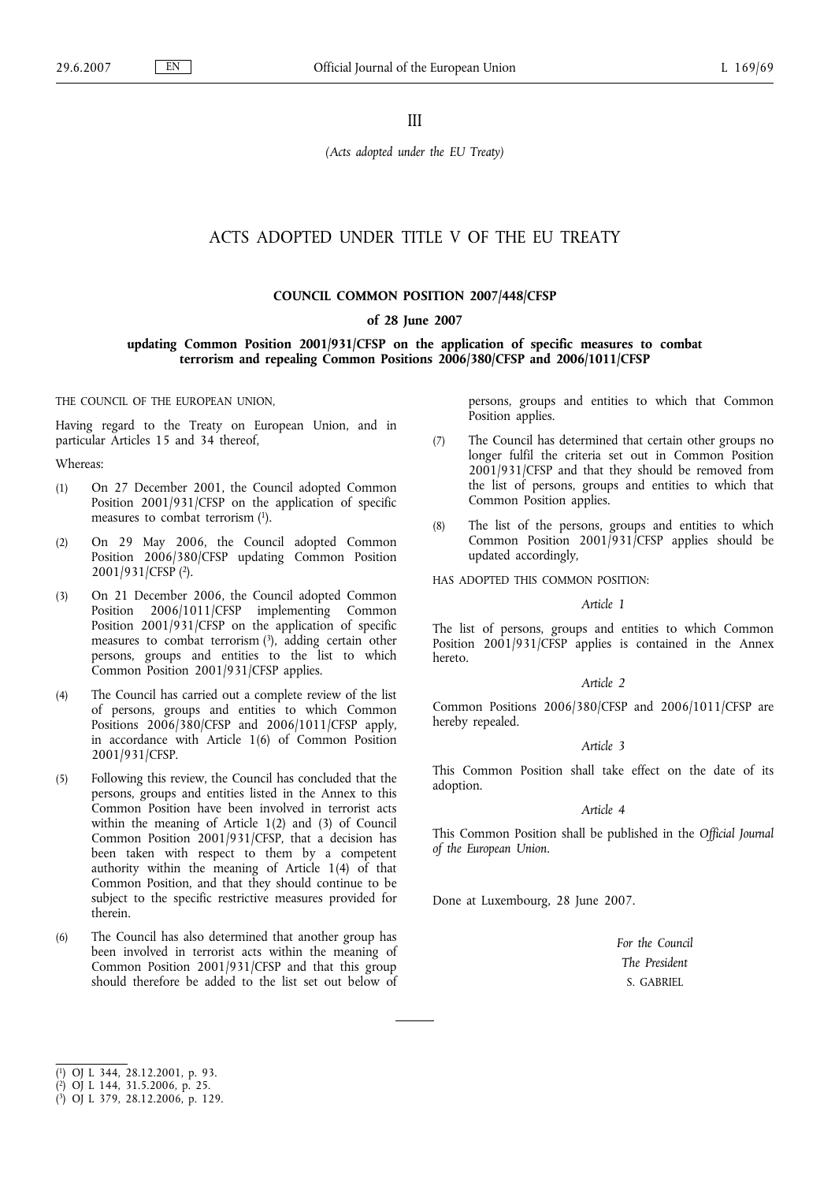III

*(Acts adopted under the EU Treaty)*

# ACTS ADOPTED UNDER TITLE V OF THE EU TREATY

## COUNCIL COMMON POSITION 2007/448/CFSP

### of 28 June 2007

### updating Common Position 2001/931/CFSP on the application of specific measures to combat terrorism and repealing Common Positions 2006/380/CFSP and 2006/1011/CFSP

THE COUNCIL OF THE EUROPEAN UNION,

Having regard to the Treaty on European Union, and in particular Articles 15 and 34 thereof,

Whereas:

(1) On 27 December 2001, the Council adopted Common Position 2001/931/CFSP on the application of specific measures to combat terrorism [1].

(2) On 29 May 2006, the Council adopted Common Position 2006/380/CFSP updating Common Position 2001/931/CFSP [2].

(3) On 21 December 2006, the Council adopted Common Position 2006/1011/CFSP implementing Common Position 2001/931/CFSP on the application of specific measures to combat terrorism [3], adding certain other persons, groups and entities to the list to which Common Position 2001/931/CFSP applies.

(4) The Council has carried out a complete review of the list of persons, groups and entities to which Common Positions 2006/380/CFSP and 2006/1011/CFSP apply, in accordance with Article 1(6) of Common Position 2001/931/CFSP.

(5) Following this review, the Council has concluded that the persons, groups and entities listed in the Annex to this Common Position have been involved in terrorist acts within the meaning of Article 1(2) and (3) of Council Common Position 2001/931/CFSP, that a decision has been taken with respect to them by a competent authority within the meaning of Article 1(4) of that Common Position, and that they should continue to be subject to the specific restrictive measures provided for therein.

(6) The Council has also determined that another group has been involved in terrorist acts within the meaning of Common Position 2001/931/CFSP and that this group should therefore be added to the list set out below of persons, groups and entities to which that Common Position applies.

(7) The Council has determined that certain other groups no longer fulfil the criteria set out in Common Position 2001/931/CFSP and that they should be removed from the list of persons, groups and entities to which that Common Position applies.

(8) The list of the persons, groups and entities to which Common Position 2001/931/CFSP applies should be updated accordingly,

HAS ADOPTED THIS COMMON POSITION:

*Article 1*

The list of persons, groups and entities to which Common Position 2001/931/CFSP applies is contained in the Annex hereto.

*Article 2*

Common Positions 2006/380/CFSP and 2006/1011/CFSP are hereby repealed.

*Article 3*

This Common Position shall take effect on the date of its adoption.

*Article 4*

This Common Position shall be published in the *Official Journal of the European Union*.

Done at Luxembourg, 28 June 2007.

*For the Council*
*The President*
S. GABRIEL

---

[1] OJ L 344, 28.12.2001, p. 93.
[2] OJ L 144, 31.5.2006, p. 25.
[3] OJ L 379, 28.12.2006, p. 129.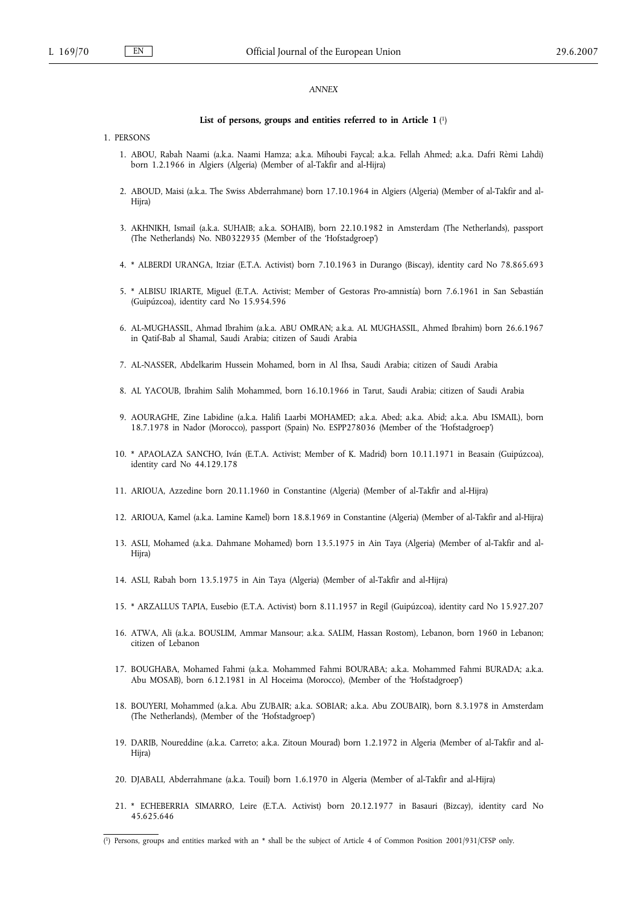*ANNEX*

**List of persons, groups and entities referred to in Article 1** [1]

1. PERSONS

1. ABOU, Rabah Naami (a.k.a. Naami Hamza; a.k.a. Mihoubi Faycal; a.k.a. Fellah Ahmed; a.k.a. Dafri Rèmi Lahdi) born 1.2.1966 in Algiers (Algeria) (Member of al-Takfir and al-Hijra)

2. ABOUD, Maisi (a.k.a. The Swiss Abderrahmane) born 17.10.1964 in Algiers (Algeria) (Member of al-Takfir and al-Hijra)

3. AKHNIKH, Ismail (a.k.a. SUHAIB; a.k.a. SOHAIB), born 22.10.1982 in Amsterdam (The Netherlands), passport (The Netherlands) No. NB0322935 (Member of the 'Hofstadgroep')

4. * ALBERDI URANGA, Itziar (E.T.A. Activist) born 7.10.1963 in Durango (Biscay), identity card No 78.865.693

5. * ALBISU IRIARTE, Miguel (E.T.A. Activist; Member of Gestoras Pro-amnistía) born 7.6.1961 in San Sebastián (Guipúzcoa), identity card No 15.954.596

6. AL-MUGHASSIL, Ahmad Ibrahim (a.k.a. ABU OMRAN; a.k.a. AL MUGHASSIL, Ahmed Ibrahim) born 26.6.1967 in Qatif-Bab al Shamal, Saudi Arabia; citizen of Saudi Arabia

7. AL-NASSER, Abdelkarim Hussein Mohamed, born in Al Ihsa, Saudi Arabia; citizen of Saudi Arabia

8. AL YACOUB, Ibrahim Salih Mohammed, born 16.10.1966 in Tarut, Saudi Arabia; citizen of Saudi Arabia

9. AOURAGHE, Zine Labidine (a.k.a. Halifi Laarbi MOHAMED; a.k.a. Abed; a.k.a. Abid; a.k.a. Abu ISMAIL), born 18.7.1978 in Nador (Morocco), passport (Spain) No. ESPP278036 (Member of the 'Hofstadgroep')

10. * APAOLAZA SANCHO, Iván (E.T.A. Activist; Member of K. Madrid) born 10.11.1971 in Beasain (Guipúzcoa), identity card No 44.129.178

11. ARIOUA, Azzedine born 20.11.1960 in Constantine (Algeria) (Member of al-Takfir and al-Hijra)

12. ARIOUA, Kamel (a.k.a. Lamine Kamel) born 18.8.1969 in Constantine (Algeria) (Member of al-Takfir and al-Hijra)

13. ASLI, Mohamed (a.k.a. Dahmane Mohamed) born 13.5.1975 in Ain Taya (Algeria) (Member of al-Takfir and al-Hijra)

14. ASLI, Rabah born 13.5.1975 in Ain Taya (Algeria) (Member of al-Takfir and al-Hijra)

15. * ARZALLUS TAPIA, Eusebio (E.T.A. Activist) born 8.11.1957 in Regil (Guipúzcoa), identity card No 15.927.207

16. ATWA, Ali (a.k.a. BOUSLIM, Ammar Mansour; a.k.a. SALIM, Hassan Rostom), Lebanon, born 1960 in Lebanon; citizen of Lebanon

17. BOUGHABA, Mohamed Fahmi (a.k.a. Mohammed Fahmi BOURABA; a.k.a. Mohammed Fahmi BURADA; a.k.a. Abu MOSAB), born 6.12.1981 in Al Hoceima (Morocco), (Member of the 'Hofstadgroep')

18. BOUYERI, Mohammed (a.k.a. Abu ZUBAIR; a.k.a. SOBIAR; a.k.a. Abu ZOUBAIR), born 8.3.1978 in Amsterdam (The Netherlands), (Member of the 'Hofstadgroep')

19. DARIB, Noureddine (a.k.a. Carreto; a.k.a. Zitoun Mourad) born 1.2.1972 in Algeria (Member of al-Takfir and al-Hijra)

20. DJABALI, Abderrahmane (a.k.a. Touil) born 1.6.1970 in Algeria (Member of al-Takfir and al-Hijra)

21. * ECHEBERRIA SIMARRO, Leire (E.T.A. Activist) born 20.12.1977 in Basauri (Bizcay), identity card No 45.625.646

---

[1] Persons, groups and entities marked with an * shall be the subject of Article 4 of Common Position 2001/931/CFSP only.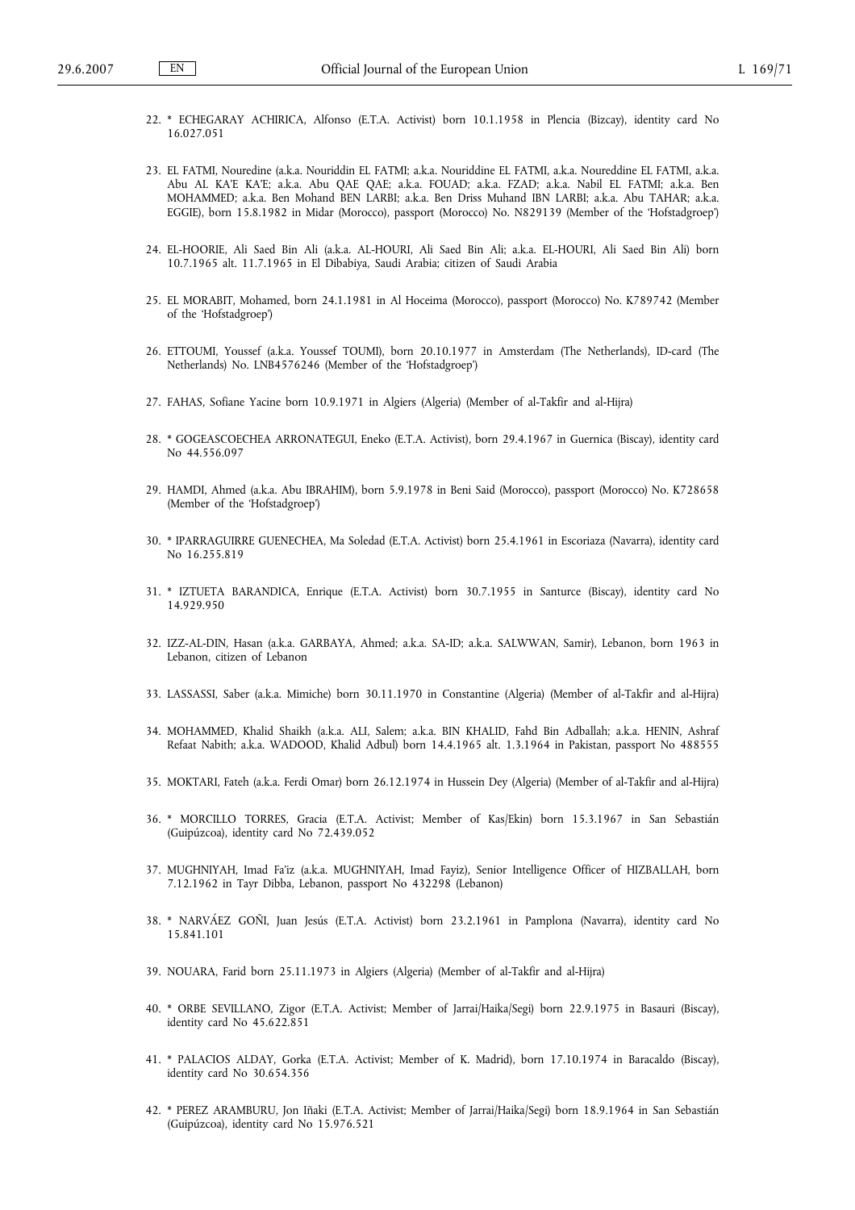22. * ECHEGARAY ACHIRICA, Alfonso (E.T.A. Activist) born 10.1.1958 in Plencia (Bizcay), identity card No 16.027.051

23. EL FATMI, Nouredine (a.k.a. Nouriddin EL FATMI; a.k.a. Nouriddine EL FATMI, a.k.a. Noureddine EL FATMI, a.k.a. Abu AL KA'E KA'E; a.k.a. Abu QAE QAE; a.k.a. FOUAD; a.k.a. FZAD; a.k.a. Nabil EL FATMI; a.k.a. Ben MOHAMMED; a.k.a. Ben Mohand BEN LARBI; a.k.a. Ben Driss Muhand IBN LARBI; a.k.a. Abu TAHAR; a.k.a. EGGIE), born 15.8.1982 in Midar (Morocco), passport (Morocco) No. N829139 (Member of the 'Hofstadgroep')

24. EL-HOORIE, Ali Saed Bin Ali (a.k.a. AL-HOURI, Ali Saed Bin Ali; a.k.a. EL-HOURI, Ali Saed Bin Ali) born 10.7.1965 alt. 11.7.1965 in El Dibabiya, Saudi Arabia; citizen of Saudi Arabia

25. EL MORABIT, Mohamed, born 24.1.1981 in Al Hoceima (Morocco), passport (Morocco) No. K789742 (Member of the 'Hofstadgroep')

26. ETTOUMI, Youssef (a.k.a. Youssef TOUMI), born 20.10.1977 in Amsterdam (The Netherlands), ID-card (The Netherlands) No. LNB4576246 (Member of the 'Hofstadgroep')

27. FAHAS, Sofiane Yacine born 10.9.1971 in Algiers (Algeria) (Member of al-Takfir and al-Hijra)

28. * GOGEASCOECHEA ARRONATEGUI, Eneko (E.T.A. Activist), born 29.4.1967 in Guernica (Biscay), identity card No 44.556.097

29. HAMDI, Ahmed (a.k.a. Abu IBRAHIM), born 5.9.1978 in Beni Said (Morocco), passport (Morocco) No. K728658 (Member of the 'Hofstadgroep')

30. * IPARRAGUIRRE GUENECHEA, Ma Soledad (E.T.A. Activist) born 25.4.1961 in Escoriaza (Navarra), identity card No 16.255.819

31. * IZTUETA BARANDICA, Enrique (E.T.A. Activist) born 30.7.1955 in Santurce (Biscay), identity card No 14.929.950

32. IZZ-AL-DIN, Hasan (a.k.a. GARBAYA, Ahmed; a.k.a. SA-ID; a.k.a. SALWWAN, Samir), Lebanon, born 1963 in Lebanon, citizen of Lebanon

33. LASSASSI, Saber (a.k.a. Mimiche) born 30.11.1970 in Constantine (Algeria) (Member of al-Takfir and al-Hijra)

34. MOHAMMED, Khalid Shaikh (a.k.a. ALI, Salem; a.k.a. BIN KHALID, Fahd Bin Adballah; a.k.a. HENIN, Ashraf Refaat Nabith; a.k.a. WADOOD, Khalid Adbul) born 14.4.1965 alt. 1.3.1964 in Pakistan, passport No 488555

35. MOKTARI, Fateh (a.k.a. Ferdi Omar) born 26.12.1974 in Hussein Dey (Algeria) (Member of al-Takfir and al-Hijra)

36. * MORCILLO TORRES, Gracia (E.T.A. Activist; Member of Kas/Ekin) born 15.3.1967 in San Sebastián (Guipúzcoa), identity card No 72.439.052

37. MUGHNIYAH, Imad Fa'iz (a.k.a. MUGHNIYAH, Imad Fayiz), Senior Intelligence Officer of HIZBALLAH, born 7.12.1962 in Tayr Dibba, Lebanon, passport No 432298 (Lebanon)

38. * NARVÁEZ GOÑI, Juan Jesús (E.T.A. Activist) born 23.2.1961 in Pamplona (Navarra), identity card No 15.841.101

39. NOUARA, Farid born 25.11.1973 in Algiers (Algeria) (Member of al-Takfir and al-Hijra)

40. * ORBE SEVILLANO, Zigor (E.T.A. Activist; Member of Jarrai/Haika/Segi) born 22.9.1975 in Basauri (Biscay), identity card No 45.622.851

41. * PALACIOS ALDAY, Gorka (E.T.A. Activist; Member of K. Madrid), born 17.10.1974 in Baracaldo (Biscay), identity card No 30.654.356

42. * PEREZ ARAMBURU, Jon Iñaki (E.T.A. Activist; Member of Jarrai/Haika/Segi) born 18.9.1964 in San Sebastián (Guipúzcoa), identity card No 15.976.521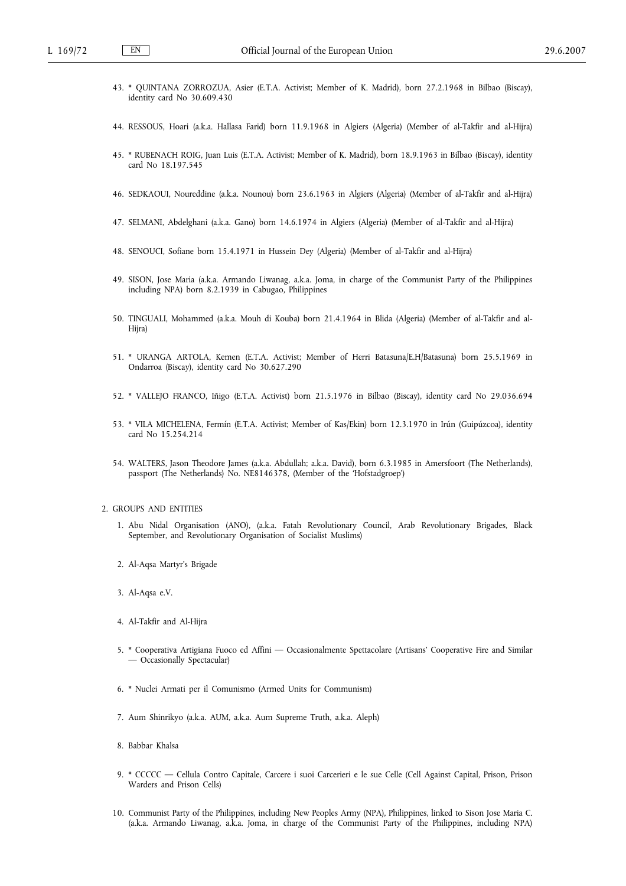43. * QUINTANA ZORROZUA, Asier (E.T.A. Activist; Member of K. Madrid), born 27.2.1968 in Bilbao (Biscay), identity card No 30.609.430

44. RESSOUS, Hoari (a.k.a. Hallasa Farid) born 11.9.1968 in Algiers (Algeria) (Member of al-Takfir and al-Hijra)

45. * RUBENACH ROIG, Juan Luis (E.T.A. Activist; Member of K. Madrid), born 18.9.1963 in Bilbao (Biscay), identity card No 18.197.545

46. SEDKAOUI, Noureddine (a.k.a. Nounou) born 23.6.1963 in Algiers (Algeria) (Member of al-Takfir and al-Hijra)

47. SELMANI, Abdelghani (a.k.a. Gano) born 14.6.1974 in Algiers (Algeria) (Member of al-Takfir and al-Hijra)

48. SENOUCI, Sofiane born 15.4.1971 in Hussein Dey (Algeria) (Member of al-Takfir and al-Hijra)

49. SISON, Jose Maria (a.k.a. Armando Liwanag, a.k.a. Joma, in charge of the Communist Party of the Philippines including NPA) born 8.2.1939 in Cabugao, Philippines

50. TINGUALI, Mohammed (a.k.a. Mouh di Kouba) born 21.4.1964 in Blida (Algeria) (Member of al-Takfir and al-Hijra)

51. * URANGA ARTOLA, Kemen (E.T.A. Activist; Member of Herri Batasuna/E.H/Batasuna) born 25.5.1969 in Ondarroa (Biscay), identity card No 30.627.290

52. * VALLEJO FRANCO, Iñigo (E.T.A. Activist) born 21.5.1976 in Bilbao (Biscay), identity card No 29.036.694

53. * VILA MICHELENA, Fermín (E.T.A. Activist; Member of Kas/Ekin) born 12.3.1970 in Irún (Guipúzcoa), identity card No 15.254.214

54. WALTERS, Jason Theodore James (a.k.a. Abdullah; a.k.a. David), born 6.3.1985 in Amersfoort (The Netherlands), passport (The Netherlands) No. NE8146378, (Member of the 'Hofstadgroep')

2. GROUPS AND ENTITIES

1. Abu Nidal Organisation (ANO), (a.k.a. Fatah Revolutionary Council, Arab Revolutionary Brigades, Black September, and Revolutionary Organisation of Socialist Muslims)

2. Al-Aqsa Martyr's Brigade

3. Al-Aqsa e.V.

4. Al-Takfir and Al-Hijra

5. * Cooperativa Artigiana Fuoco ed Affini — Occasionalmente Spettacolare (Artisans' Cooperative Fire and Similar — Occasionally Spectacular)

6. * Nuclei Armati per il Comunismo (Armed Units for Communism)

7. Aum Shinrikyo (a.k.a. AUM, a.k.a. Aum Supreme Truth, a.k.a. Aleph)

8. Babbar Khalsa

9. * CCCCC — Cellula Contro Capitale, Carcere i suoi Carcerieri e le sue Celle (Cell Against Capital, Prison, Prison Warders and Prison Cells)

10. Communist Party of the Philippines, including New Peoples Army (NPA), Philippines, linked to Sison Jose Maria C. (a.k.a. Armando Liwanag, a.k.a. Joma, in charge of the Communist Party of the Philippines, including NPA)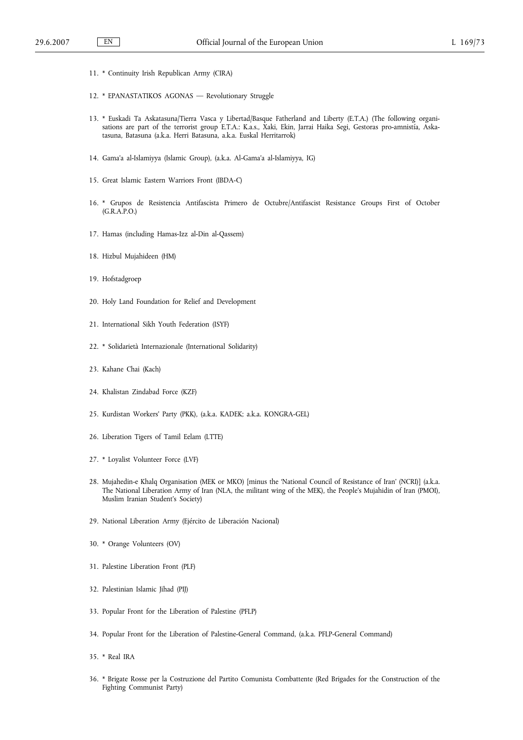11. * Continuity Irish Republican Army (CIRA)

12. * EPANASTATIKOS AGONAS — Revolutionary Struggle

13. * Euskadi Ta Askatasuna/Tierra Vasca y Libertad/Basque Fatherland and Liberty (E.T.A.) (The following organisations are part of the terrorist group E.T.A.: K.a.s., Xaki, Ekin, Jarrai Haika Segi, Gestoras pro-amnistía, Askatasuna, Batasuna (a.k.a. Herri Batasuna, a.k.a. Euskal Herritarrok)

14. Gama'a al-Islamiyya (Islamic Group), (a.k.a. Al-Gama'a al-Islamiyya, IG)

15. Great Islamic Eastern Warriors Front (IBDA-C)

16. * Grupos de Resistencia Antifascista Primero de Octubre/Antifascist Resistance Groups First of October (G.R.A.P.O.)

17. Hamas (including Hamas-Izz al-Din al-Qassem)

18. Hizbul Mujahideen (HM)

19. Hofstadgroep

20. Holy Land Foundation for Relief and Development

21. International Sikh Youth Federation (ISYF)

22. * Solidarietà Internazionale (International Solidarity)

23. Kahane Chai (Kach)

24. Khalistan Zindabad Force (KZF)

25. Kurdistan Workers' Party (PKK), (a.k.a. KADEK; a.k.a. KONGRA-GEL)

26. Liberation Tigers of Tamil Eelam (LTTE)

27. * Loyalist Volunteer Force (LVF)

28. Mujahedin-e Khalq Organisation (MEK or MKO) [minus the 'National Council of Resistance of Iran' (NCRI)] (a.k.a. The National Liberation Army of Iran (NLA, the militant wing of the MEK), the People's Mujahidin of Iran (PMOI), Muslim Iranian Student's Society)

29. National Liberation Army (Ejército de Liberación Nacional)

30. * Orange Volunteers (OV)

31. Palestine Liberation Front (PLF)

32. Palestinian Islamic Jihad (PIJ)

33. Popular Front for the Liberation of Palestine (PFLP)

34. Popular Front for the Liberation of Palestine-General Command, (a.k.a. PFLP-General Command)

35. * Real IRA

36. * Brigate Rosse per la Costruzione del Partito Comunista Combattente (Red Brigades for the Construction of the Fighting Communist Party)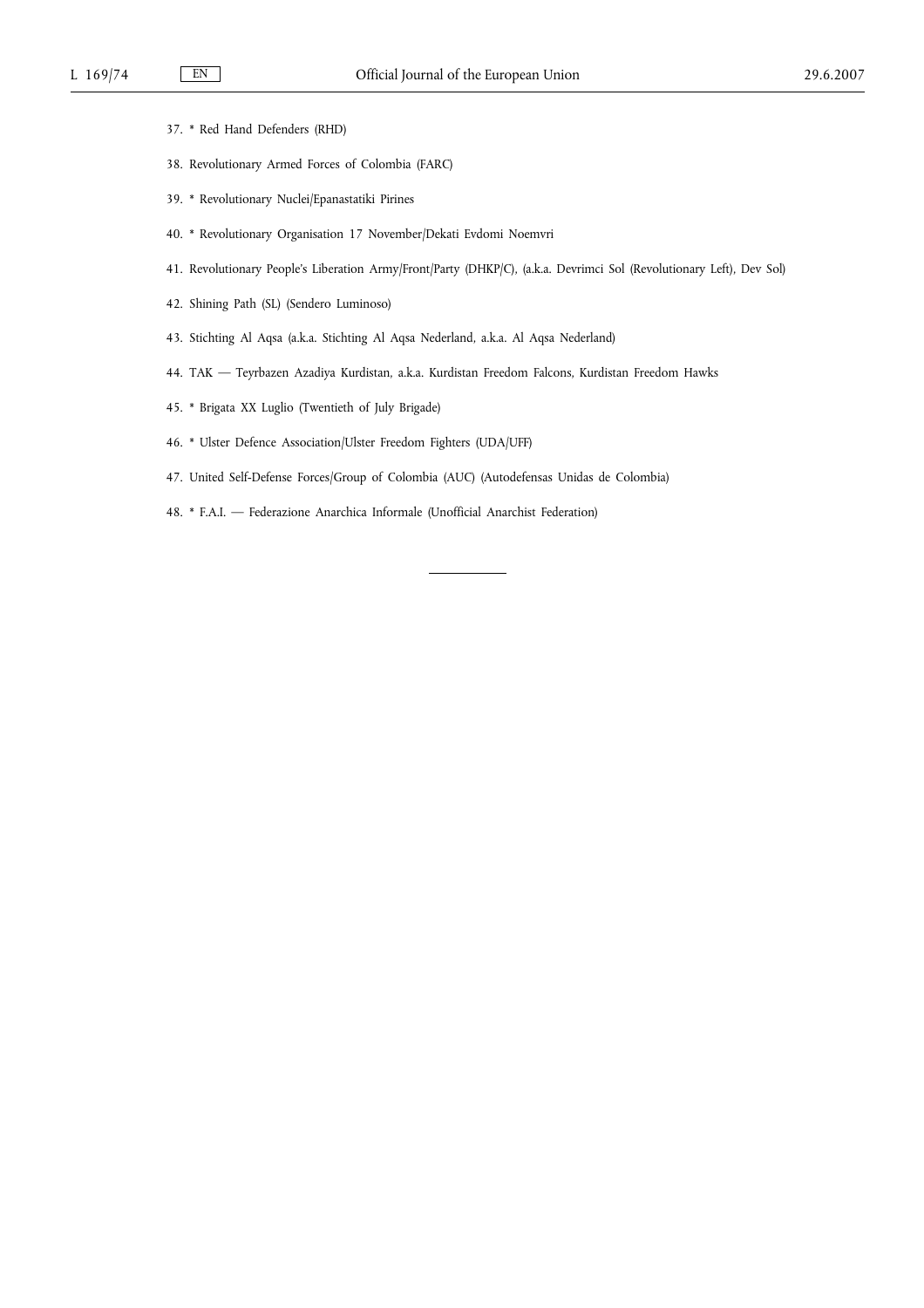37. * Red Hand Defenders (RHD)

38. Revolutionary Armed Forces of Colombia (FARC)

39. * Revolutionary Nuclei/Epanastatiki Pirines

40. * Revolutionary Organisation 17 November/Dekati Evdomi Noemvri

41. Revolutionary People's Liberation Army/Front/Party (DHKP/C), (a.k.a. Devrimci Sol (Revolutionary Left), Dev Sol)

42. Shining Path (SL) (Sendero Luminoso)

43. Stichting Al Aqsa (a.k.a. Stichting Al Aqsa Nederland, a.k.a. Al Aqsa Nederland)

44. TAK — Teyrbazen Azadiya Kurdistan, a.k.a. Kurdistan Freedom Falcons, Kurdistan Freedom Hawks

45. * Brigata XX Luglio (Twentieth of July Brigade)

46. * Ulster Defence Association/Ulster Freedom Fighters (UDA/UFF)

47. United Self-Defense Forces/Group of Colombia (AUC) (Autodefensas Unidas de Colombia)

48. * F.A.I. — Federazione Anarchica Informale (Unofficial Anarchist Federation)